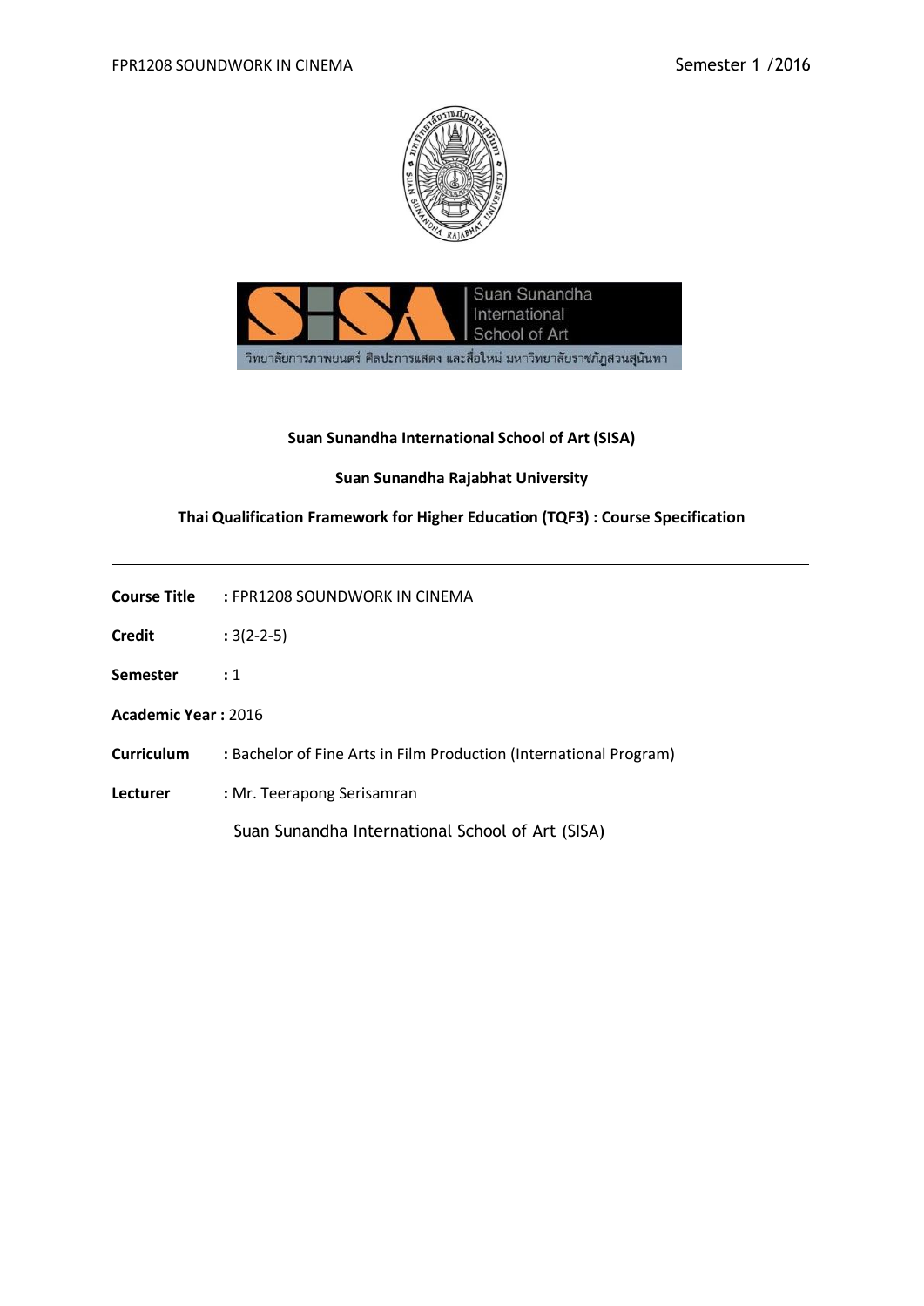**Suan Sunandha International School of Art (SISA)**

**Suan Sunandha Rajabhat University**

**Thai Qualification Framework for Higher Education (TQF3) : Course Specification**

---

**Course Title** : FPR1208 SOUNDWORK IN CINEMA

**Credit** : 3(2-2-5)

**Semester** : 1

**Academic Year** : 2016

**Curriculum** : Bachelor of Fine Arts in Film Production (International Program)

**Lecturer** : Mr. Teerapong Serisamran

Suan Sunandha International School of Art (SISA)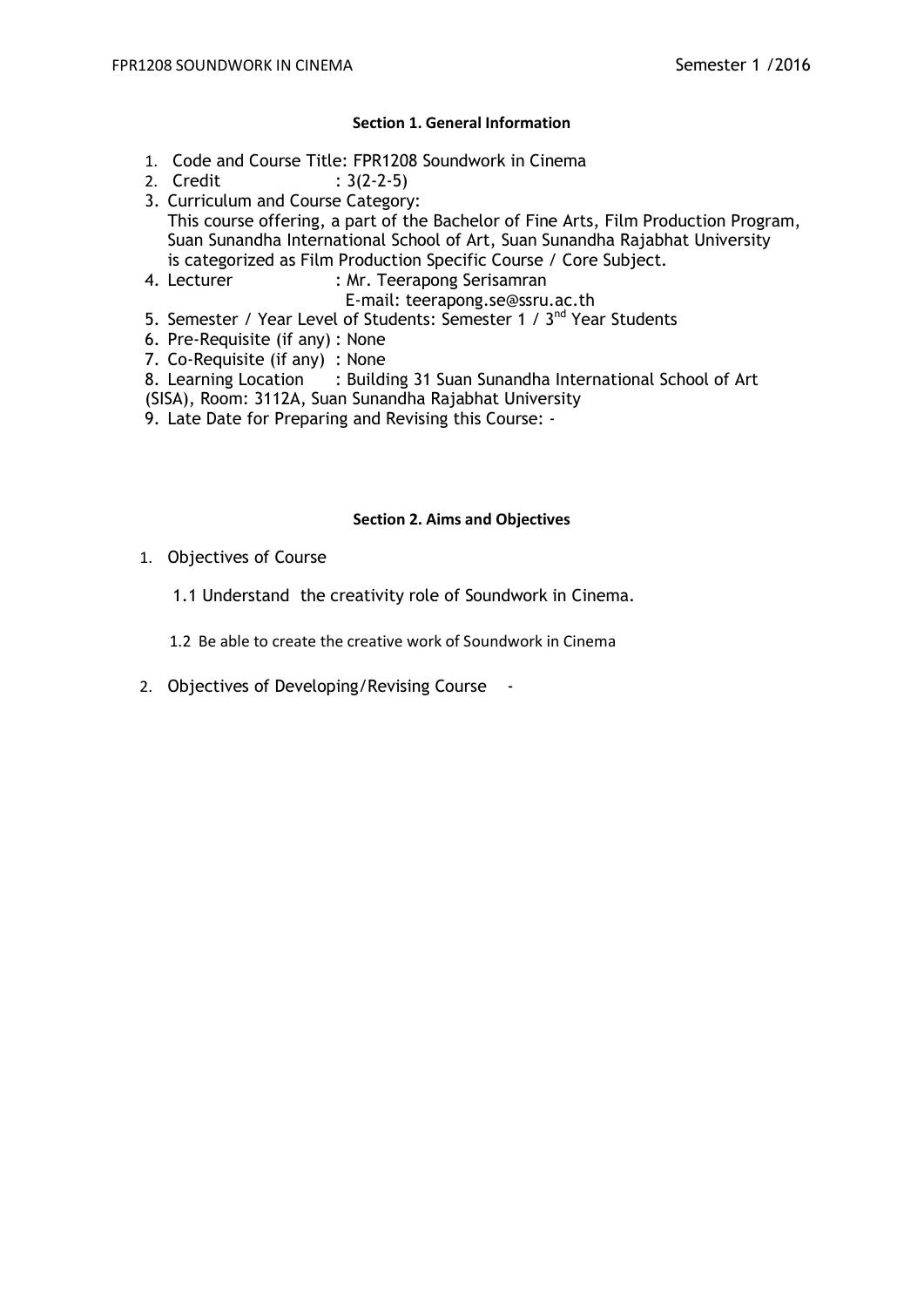**Section 1. General Information**

1. Code and Course Title: FPR1208 Soundwork in Cinema
2. Credit : 3(2-2-5)
3. Curriculum and Course Category:
   This course offering, a part of the Bachelor of Fine Arts, Film Production Program, Suan Sunandha International School of Art, Suan Sunandha Rajabhat University is categorized as Film Production Specific Course / Core Subject.
4. Lecturer : Mr. Teerapong Serisamran
   E-mail: teerapong.se@ssru.ac.th
5. Semester / Year Level of Students: Semester 1 / 3nd Year Students
6. Pre-Requisite (if any) : None
7. Co-Requisite (if any) : None
8. Learning Location : Building 31 Suan Sunandha International School of Art (SISA), Room: 3112A, Suan Sunandha Rajabhat University
9. Late Date for Preparing and Revising this Course: -

**Section 2. Aims and Objectives**

1. Objectives of Course

   1.1 Understand the creativity role of Soundwork in Cinema.

   1.2 Be able to create the creative work of Soundwork in Cinema

2. Objectives of Developing/Revising Course -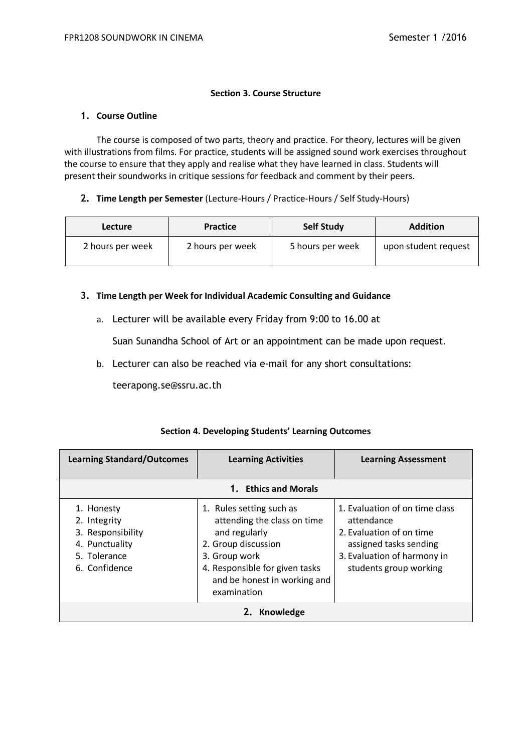### Section 3. Course Structure

**1. Course Outline**

The course is composed of two parts, theory and practice. For theory, lectures will be given with illustrations from films. For practice, students will be assigned sound work exercises throughout the course to ensure that they apply and realise what they have learned in class. Students will present their soundworks in critique sessions for feedback and comment by their peers.

**2. Time Length per Semester** (Lecture-Hours / Practice-Hours / Self Study-Hours)

| Lecture | Practice | Self Study | Addition |
|---|---|---|---|
| 2 hours per week | 2 hours per week | 5 hours per week | upon student request |

**3. Time Length per Week for Individual Academic Consulting and Guidance**

a. Lecturer will be available every Friday from 9:00 to 16.00 at Suan Sunandha School of Art or an appointment can be made upon request.

b. Lecturer can also be reached via e-mail for any short consultations: teerapong.se@ssru.ac.th

### Section 4. Developing Students' Learning Outcomes

| Learning Standard/Outcomes | Learning Activities | Learning Assessment |
|---|---|---|
| **1. Ethics and Morals** | | |
| 1. Honesty<br>2. Integrity<br>3. Responsibility<br>4. Punctuality<br>5. Tolerance<br>6. Confidence | 1. Rules setting such as attending the class on time and regularly<br>2. Group discussion<br>3. Group work<br>4. Responsible for given tasks and be honest in working and examination | 1. Evaluation of on time class attendance<br>2. Evaluation of on time assigned tasks sending<br>3. Evaluation of harmony in students group working |
| **2. Knowledge** | | |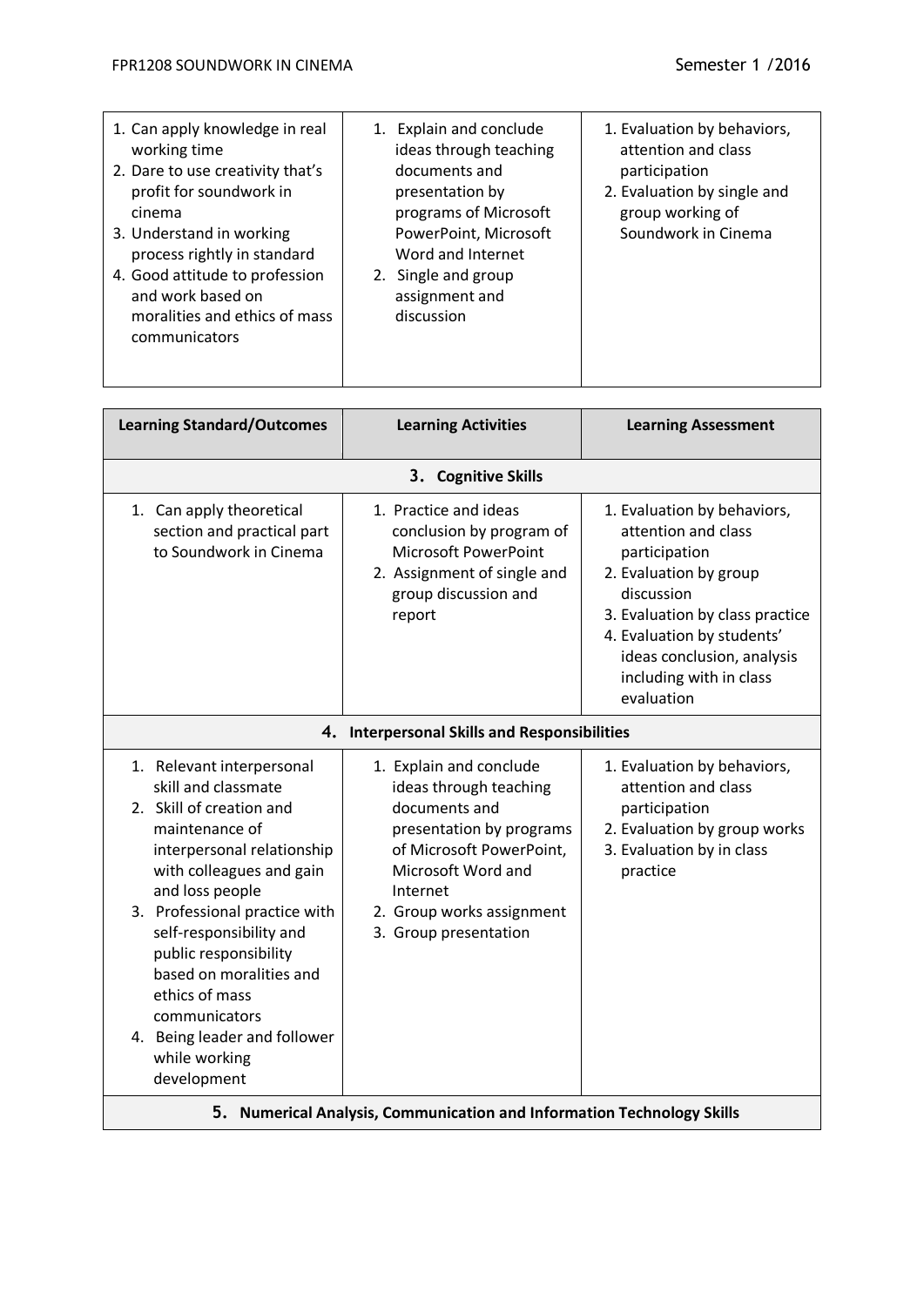| | | |
|---|---|---|
| 1. Can apply knowledge in real working time<br>2. Dare to use creativity that's profit for soundwork in cinema<br>3. Understand in working process rightly in standard<br>4. Good attitude to profession and work based on moralities and ethics of mass communicators | 1. Explain and conclude ideas through teaching documents and presentation by programs of Microsoft PowerPoint, Microsoft Word and Internet<br>2. Single and group assignment and discussion | 1. Evaluation by behaviors, attention and class participation<br>2. Evaluation by single and group working of Soundwork in Cinema |

| Learning Standard/Outcomes | Learning Activities | Learning Assessment |
|---|---|---|
| **3. Cognitive Skills** | | |
| 1. Can apply theoretical section and practical part to Soundwork in Cinema | 1. Practice and ideas conclusion by program of Microsoft PowerPoint<br>2. Assignment of single and group discussion and report | 1. Evaluation by behaviors, attention and class participation<br>2. Evaluation by group discussion<br>3. Evaluation by class practice<br>4. Evaluation by students' ideas conclusion, analysis including with in class evaluation |
| **4. Interpersonal Skills and Responsibilities** | | |
| 1. Relevant interpersonal skill and classmate<br>2. Skill of creation and maintenance of interpersonal relationship with colleagues and gain and loss people<br>3. Professional practice with self-responsibility and public responsibility based on moralities and ethics of mass communicators<br>4. Being leader and follower while working development | 1. Explain and conclude ideas through teaching documents and presentation by programs of Microsoft PowerPoint, Microsoft Word and Internet<br>2. Group works assignment<br>3. Group presentation | 1. Evaluation by behaviors, attention and class participation<br>2. Evaluation by group works<br>3. Evaluation by in class practice |
| **5. Numerical Analysis, Communication and Information Technology Skills** | | |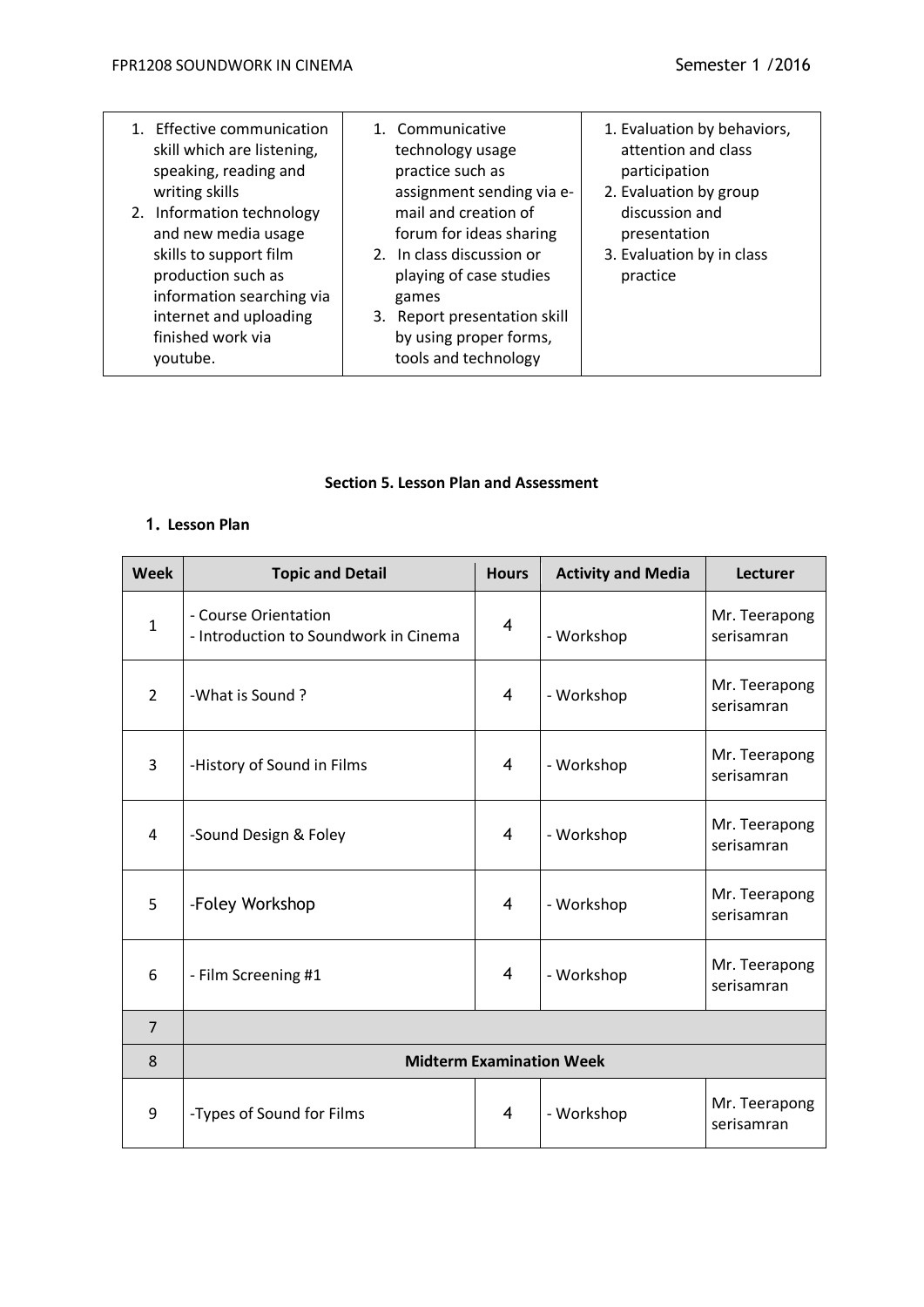| | | |
|---|---|---|
| 1. Effective communication skill which are listening, speaking, reading and writing skills<br>2. Information technology and new media usage skills to support film production such as information searching via internet and uploading finished work via youtube. | 1. Communicative technology usage practice such as assignment sending via e-mail and creation of forum for ideas sharing<br>2. In class discussion or playing of case studies games<br>3. Report presentation skill by using proper forms, tools and technology | 1. Evaluation by behaviors, attention and class participation<br>2. Evaluation by group discussion and presentation<br>3. Evaluation by in class practice |

### Section 5. Lesson Plan and Assessment

**1. Lesson Plan**

| Week | Topic and Detail | Hours | Activity and Media | Lecturer |
|---|---|---|---|---|
| 1 | - Course Orientation<br>- Introduction to Soundwork in Cinema | 4 | - Workshop | Mr. Teerapong serisamran |
| 2 | -What is Sound ? | 4 | - Workshop | Mr. Teerapong serisamran |
| 3 | -History of Sound in Films | 4 | - Workshop | Mr. Teerapong serisamran |
| 4 | -Sound Design & Foley | 4 | - Workshop | Mr. Teerapong serisamran |
| 5 | -Foley Workshop | 4 | - Workshop | Mr. Teerapong serisamran |
| 6 | - Film Screening #1 | 4 | - Workshop | Mr. Teerapong serisamran |
| 7 | | | | |
| 8 | **Midterm Examination Week** | | | |
| 9 | -Types of Sound for Films | 4 | - Workshop | Mr. Teerapong serisamran |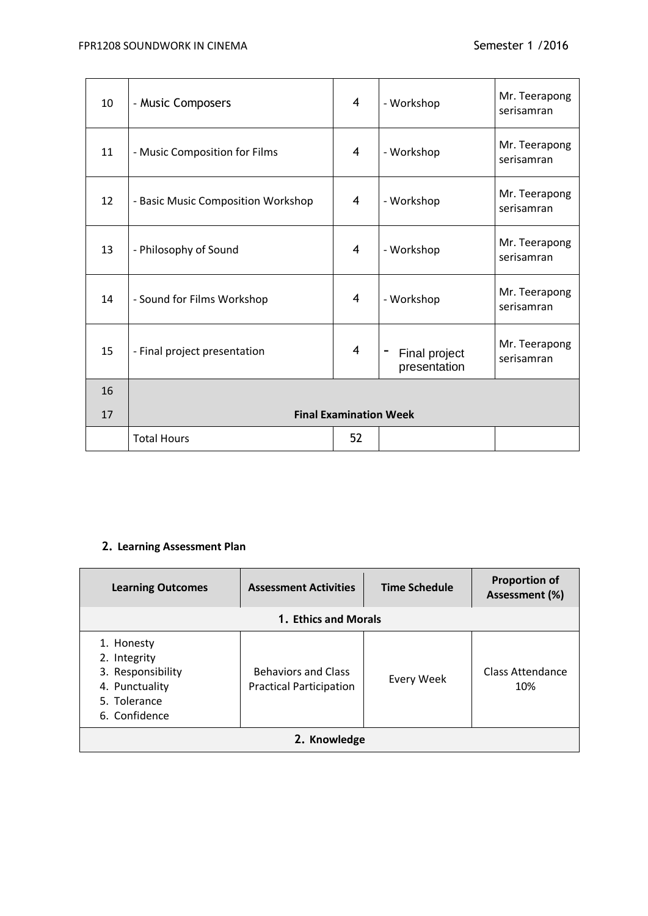| 10 | - Music Composers | 4 | - Workshop | Mr. Teerapong serisamran |
|---|---|---|---|---|
| 11 | - Music Composition for Films | 4 | - Workshop | Mr. Teerapong serisamran |
| 12 | - Basic Music Composition Workshop | 4 | - Workshop | Mr. Teerapong serisamran |
| 13 | - Philosophy of Sound | 4 | - Workshop | Mr. Teerapong serisamran |
| 14 | - Sound for Films Workshop | 4 | - Workshop | Mr. Teerapong serisamran |
| 15 | - Final project presentation | 4 | - Final project presentation | Mr. Teerapong serisamran |
| 16 | | | | |
| 17 | **Final Examination Week** | | | |
| | Total Hours | 52 | | |

## 2. Learning Assessment Plan

| Learning Outcomes | Assessment Activities | Time Schedule | Proportion of Assessment (%) |
|---|---|---|---|
| **1. Ethics and Morals** | | | |
| 1. Honesty<br>2. Integrity<br>3. Responsibility<br>4. Punctuality<br>5. Tolerance<br>6. Confidence | Behaviors and Class Practical Participation | Every Week | Class Attendance 10% |
| **2. Knowledge** | | | |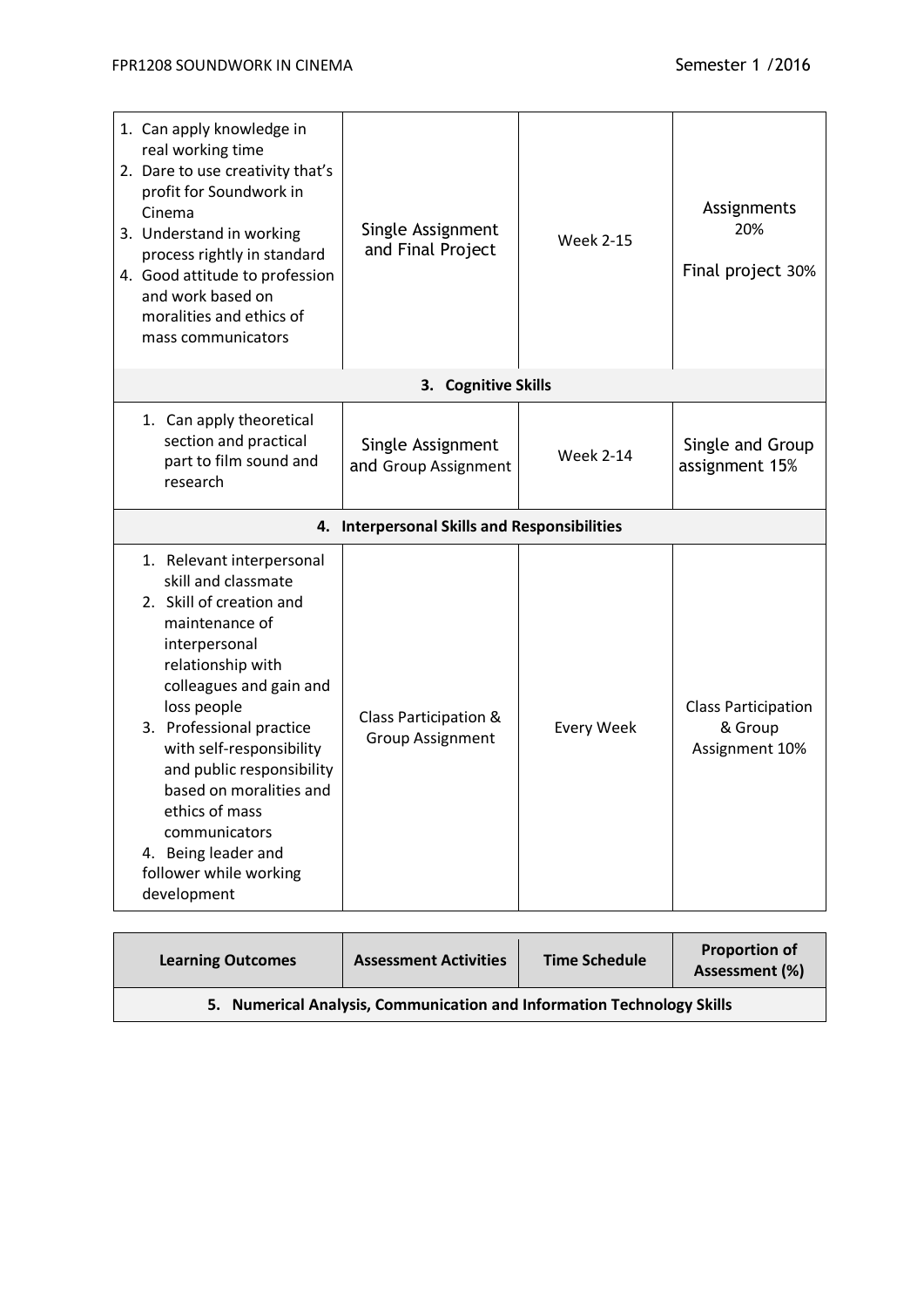| | | | |
|---|---|---|---|
| 1. Can apply knowledge in real working time<br>2. Dare to use creativity that's profit for Soundwork in Cinema<br>3. Understand in working process rightly in standard<br>4. Good attitude to profession and work based on moralities and ethics of mass communicators | Single Assignment and Final Project | Week 2-15 | Assignments 20%<br><br>Final project 30% |
| **3. Cognitive Skills** | | | |
| 1. Can apply theoretical section and practical part to film sound and research | Single Assignment and Group Assignment | Week 2-14 | Single and Group assignment 15% |
| **4. Interpersonal Skills and Responsibilities** | | | |
| 1. Relevant interpersonal skill and classmate<br>2. Skill of creation and maintenance of interpersonal relationship with colleagues and gain and loss people<br>3. Professional practice with self-responsibility and public responsibility based on moralities and ethics of mass communicators<br>4. Being leader and follower while working development | Class Participation & Group Assignment | Every Week | Class Participation & Group Assignment 10% |

| Learning Outcomes | Assessment Activities | Time Schedule | Proportion of Assessment (%) |
|---|---|---|---|
| **5. Numerical Analysis, Communication and Information Technology Skills** | | | |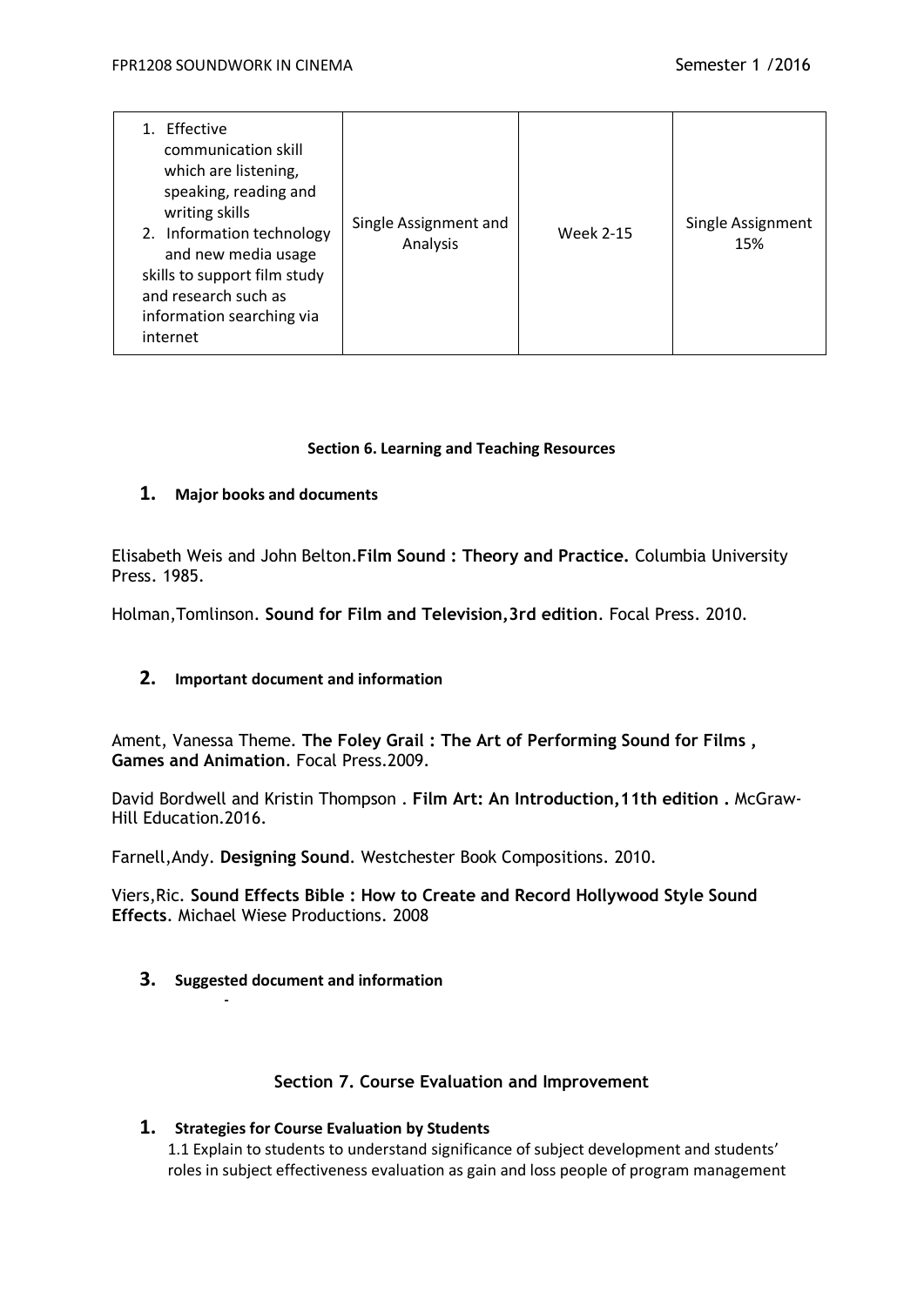| 1. Effective communication skill which are listening, speaking, reading and writing skills<br>2. Information technology and new media usage skills to support film study and research such as information searching via internet | Single Assignment and Analysis | Week 2-15 | Single Assignment 15% |
|---|---|---|---|

### Section 6. Learning and Teaching Resources

**1. Major books and documents**

Elisabeth Weis and John Belton.**Film Sound : Theory and Practice.** Columbia University Press. 1985.

Holman,Tomlinson. **Sound for Film and Television,3rd edition**. Focal Press. 2010.

**2. Important document and information**

Ament, Vanessa Theme. **The Foley Grail : The Art of Performing Sound for Films , Games and Animation**. Focal Press.2009.

David Bordwell and Kristin Thompson . **Film Art: An Introduction,11th edition .** McGraw-Hill Education.2016.

Farnell,Andy. **Designing Sound**. Westchester Book Compositions. 2010.

Viers,Ric. **Sound Effects Bible : How to Create and Record Hollywood Style Sound Effects**. Michael Wiese Productions. 2008

**3. Suggested document and information**

-

### Section 7. Course Evaluation and Improvement

**1. Strategies for Course Evaluation by Students**

1.1 Explain to students to understand significance of subject development and students' roles in subject effectiveness evaluation as gain and loss people of program management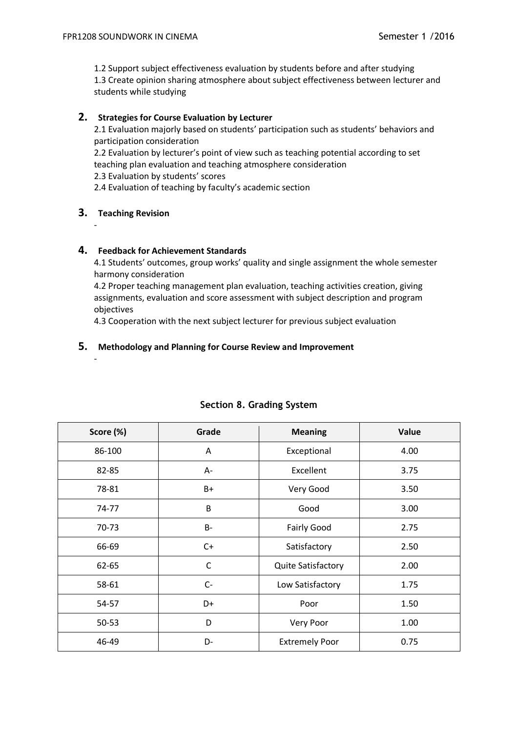1.2 Support subject effectiveness evaluation by students before and after studying
1.3 Create opinion sharing atmosphere about subject effectiveness between lecturer and students while studying

## 2. Strategies for Course Evaluation by Lecturer

2.1 Evaluation majorly based on students' participation such as students' behaviors and participation consideration
2.2 Evaluation by lecturer's point of view such as teaching potential according to set teaching plan evaluation and teaching atmosphere consideration
2.3 Evaluation by students' scores
2.4 Evaluation of teaching by faculty's academic section

## 3. Teaching Revision

-

## 4. Feedback for Achievement Standards

4.1 Students' outcomes, group works' quality and single assignment the whole semester harmony consideration
4.2 Proper teaching management plan evaluation, teaching activities creation, giving assignments, evaluation and score assessment with subject description and program objectives
4.3 Cooperation with the next subject lecturer for previous subject evaluation

## 5. Methodology and Planning for Course Review and Improvement

-

# Section 8. Grading System

| Score (%) | Grade | Meaning | Value |
|---|---|---|---|
| 86-100 | A | Exceptional | 4.00 |
| 82-85 | A- | Excellent | 3.75 |
| 78-81 | B+ | Very Good | 3.50 |
| 74-77 | B | Good | 3.00 |
| 70-73 | B- | Fairly Good | 2.75 |
| 66-69 | C+ | Satisfactory | 2.50 |
| 62-65 | C | Quite Satisfactory | 2.00 |
| 58-61 | C- | Low Satisfactory | 1.75 |
| 54-57 | D+ | Poor | 1.50 |
| 50-53 | D | Very Poor | 1.00 |
| 46-49 | D- | Extremely Poor | 0.75 |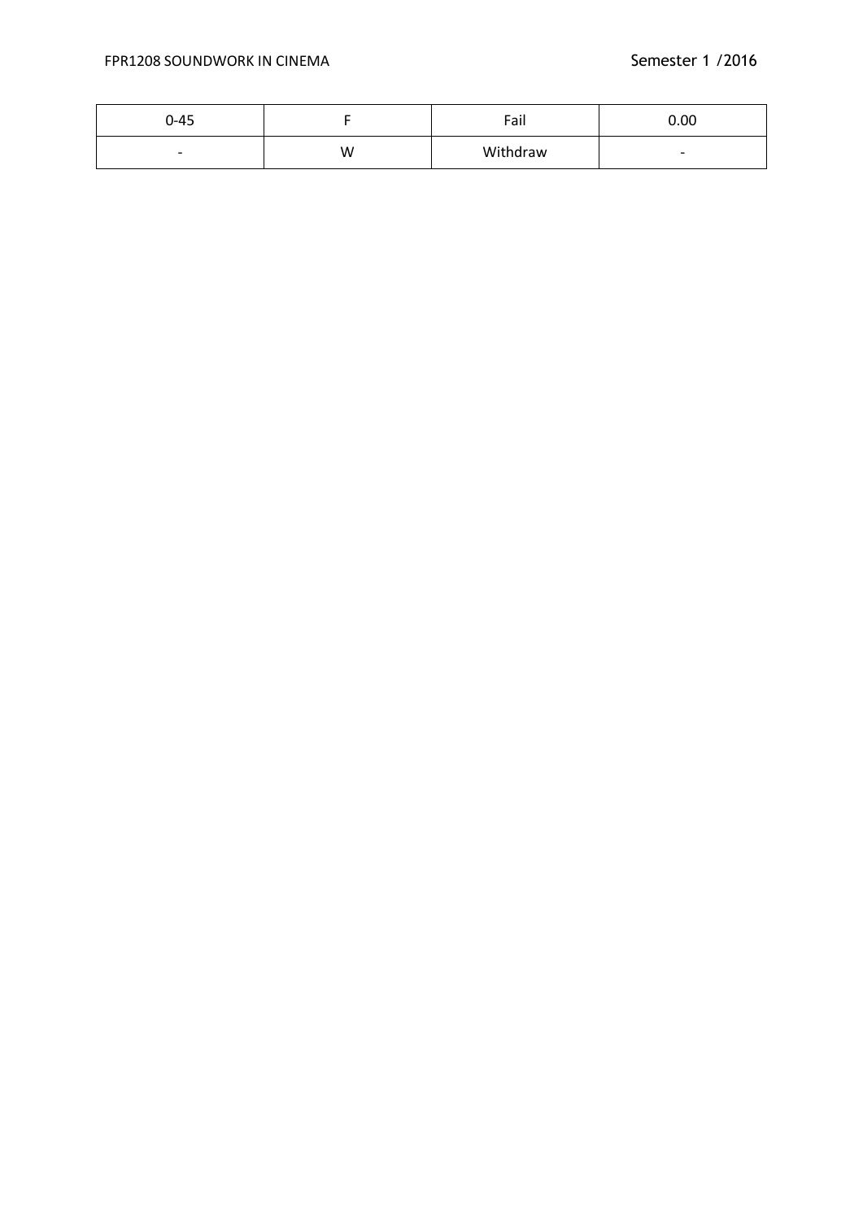| | | | |
|---|---|---|---|
| 0-45 | F | Fail | 0.00 |
| - | W | Withdraw | - |